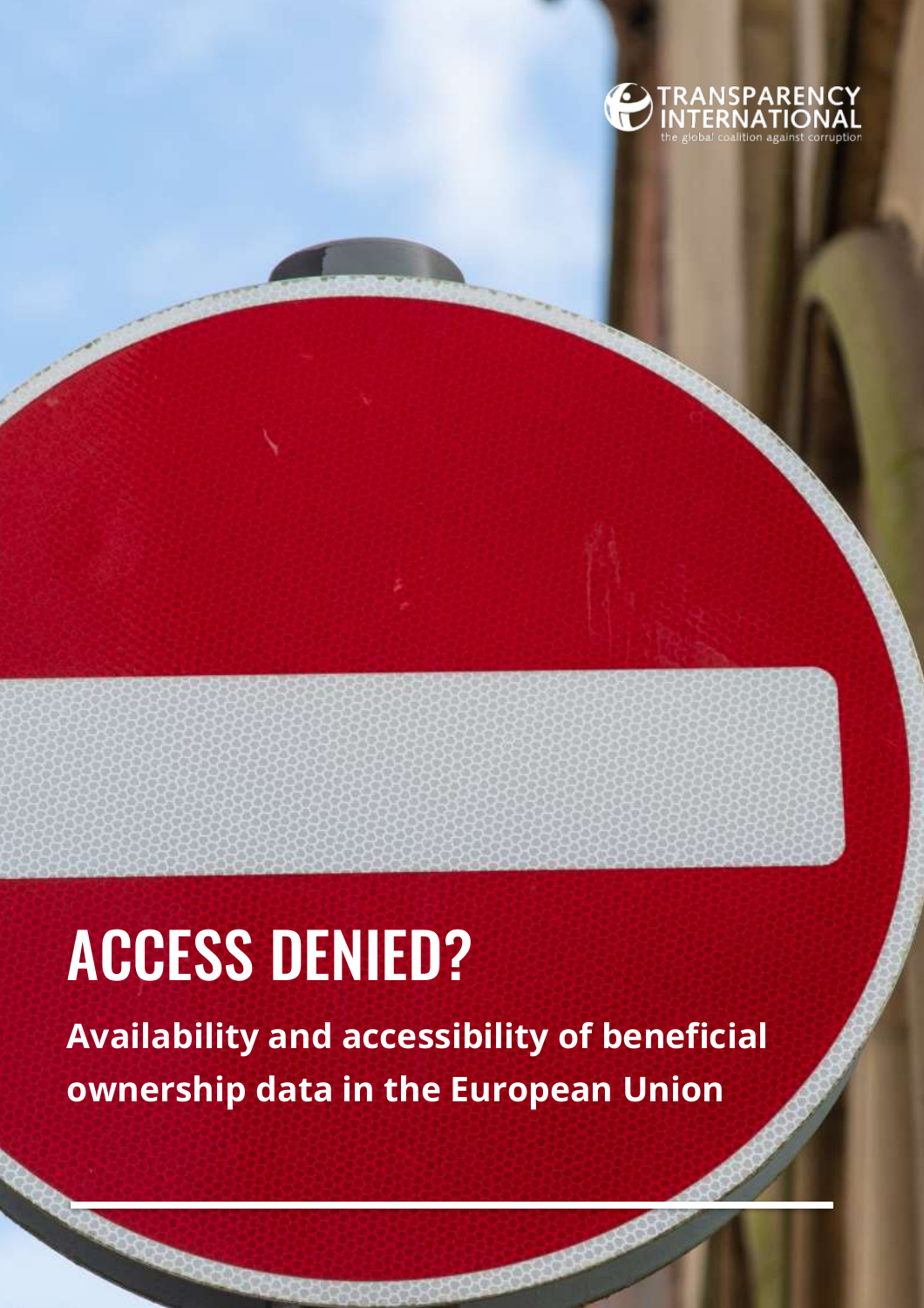TRANSPARENCY INTERNATIONAL

the global coalition against corruption

# ACCESS DENIED?

**Availability and accessibility of beneficial ownership data in the European Union**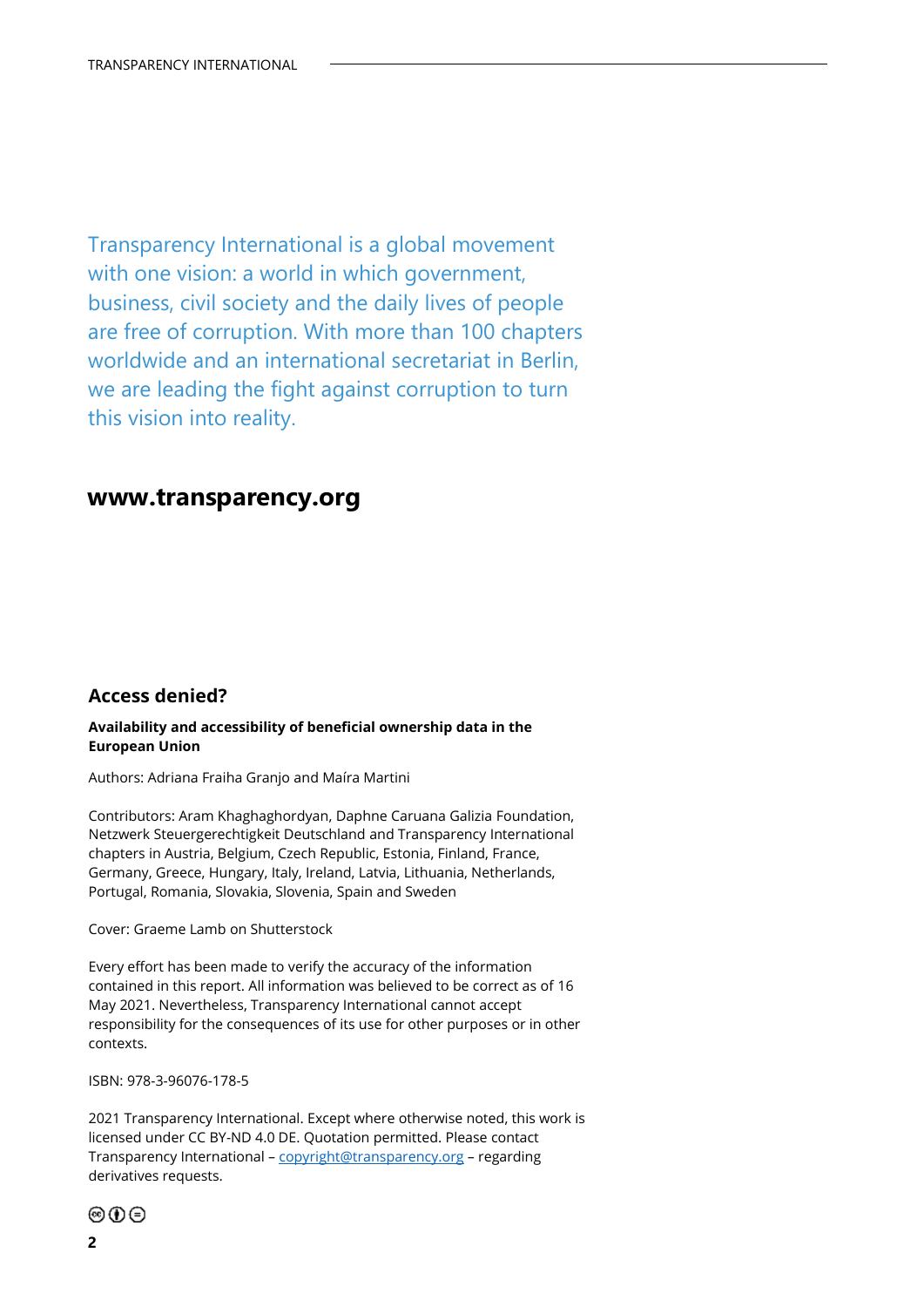Transparency International is a global movement with one vision: a world in which government, business, civil society and the daily lives of people are free of corruption. With more than 100 chapters worldwide and an international secretariat in Berlin, we are leading the fight against corruption to turn this vision into reality.

**www.transparency.org**

## Access denied?

**Availability and accessibility of beneficial ownership data in the European Union**

Authors: Adriana Fraiha Granjo and Maíra Martini

Contributors: Aram Khaghaghordyan, Daphne Caruana Galizia Foundation, Netzwerk Steuergerechtigkeit Deutschland and Transparency International chapters in Austria, Belgium, Czech Republic, Estonia, Finland, France, Germany, Greece, Hungary, Italy, Ireland, Latvia, Lithuania, Netherlands, Portugal, Romania, Slovakia, Slovenia, Spain and Sweden

Cover: Graeme Lamb on Shutterstock

Every effort has been made to verify the accuracy of the information contained in this report. All information was believed to be correct as of 16 May 2021. Nevertheless, Transparency International cannot accept responsibility for the consequences of its use for other purposes or in other contexts.

ISBN: 978-3-96076-178-5

2021 Transparency International. Except where otherwise noted, this work is licensed under CC BY-ND 4.0 DE. Quotation permitted. Please contact Transparency International – copyright@transparency.org – regarding derivatives requests.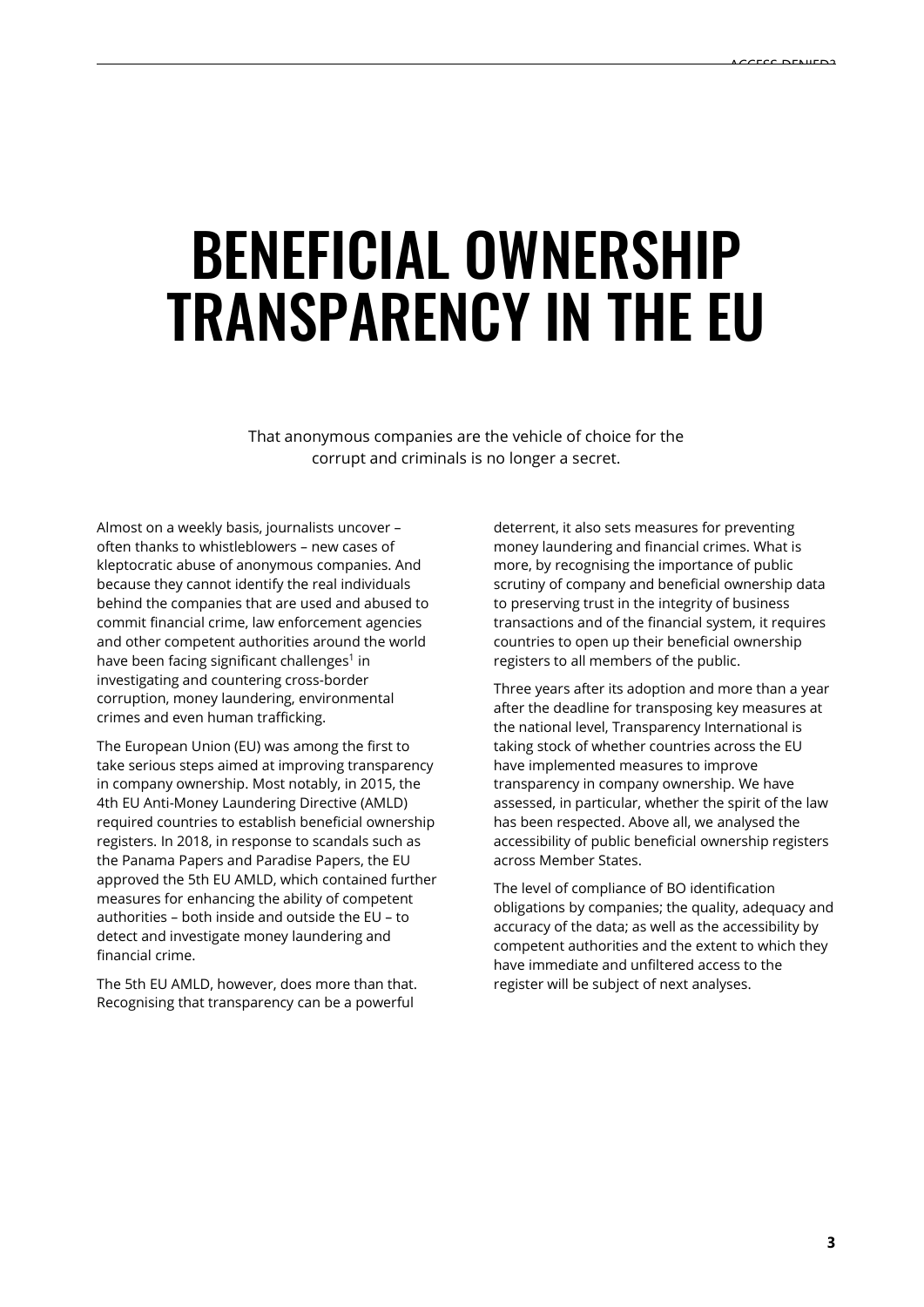# BENEFICIAL OWNERSHIP TRANSPARENCY IN THE EU

That anonymous companies are the vehicle of choice for the corrupt and criminals is no longer a secret.

Almost on a weekly basis, journalists uncover – often thanks to whistleblowers – new cases of kleptocratic abuse of anonymous companies. And because they cannot identify the real individuals behind the companies that are used and abused to commit financial crime, law enforcement agencies and other competent authorities around the world have been facing significant challenges[1] in investigating and countering cross-border corruption, money laundering, environmental crimes and even human trafficking.

The European Union (EU) was among the first to take serious steps aimed at improving transparency in company ownership. Most notably, in 2015, the 4th EU Anti-Money Laundering Directive (AMLD) required countries to establish beneficial ownership registers. In 2018, in response to scandals such as the Panama Papers and Paradise Papers, the EU approved the 5th EU AMLD, which contained further measures for enhancing the ability of competent authorities – both inside and outside the EU – to detect and investigate money laundering and financial crime.

The 5th EU AMLD, however, does more than that. Recognising that transparency can be a powerful deterrent, it also sets measures for preventing money laundering and financial crimes. What is more, by recognising the importance of public scrutiny of company and beneficial ownership data to preserving trust in the integrity of business transactions and of the financial system, it requires countries to open up their beneficial ownership registers to all members of the public.

Three years after its adoption and more than a year after the deadline for transposing key measures at the national level, Transparency International is taking stock of whether countries across the EU have implemented measures to improve transparency in company ownership. We have assessed, in particular, whether the spirit of the law has been respected. Above all, we analysed the accessibility of public beneficial ownership registers across Member States.

The level of compliance of BO identification obligations by companies; the quality, adequacy and accuracy of the data; as well as the accessibility by competent authorities and the extent to which they have immediate and unfiltered access to the register will be subject of next analyses.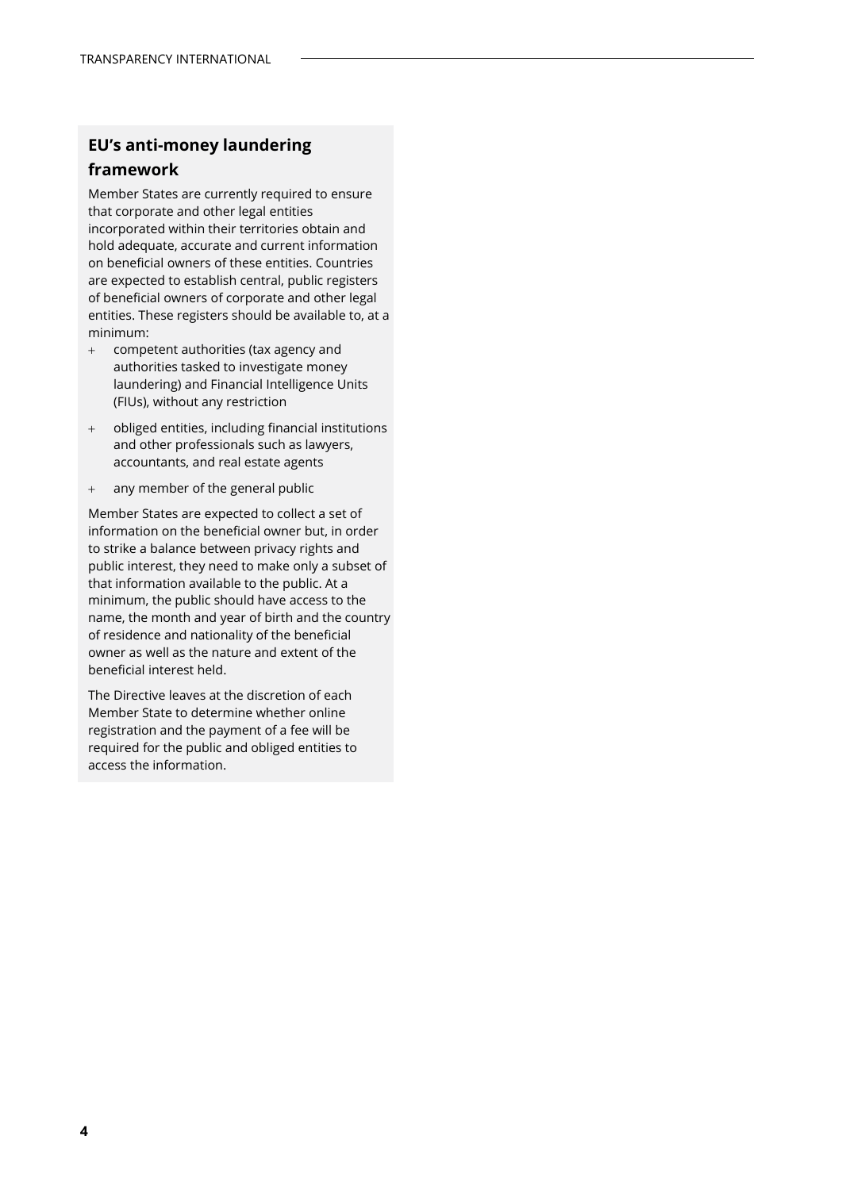## EU's anti-money laundering framework

Member States are currently required to ensure that corporate and other legal entities incorporated within their territories obtain and hold adequate, accurate and current information on beneficial owners of these entities. Countries are expected to establish central, public registers of beneficial owners of corporate and other legal entities. These registers should be available to, at a minimum:

- competent authorities (tax agency and authorities tasked to investigate money laundering) and Financial Intelligence Units (FIUs), without any restriction
- obliged entities, including financial institutions and other professionals such as lawyers, accountants, and real estate agents
- any member of the general public

Member States are expected to collect a set of information on the beneficial owner but, in order to strike a balance between privacy rights and public interest, they need to make only a subset of that information available to the public. At a minimum, the public should have access to the name, the month and year of birth and the country of residence and nationality of the beneficial owner as well as the nature and extent of the beneficial interest held.

The Directive leaves at the discretion of each Member State to determine whether online registration and the payment of a fee will be required for the public and obliged entities to access the information.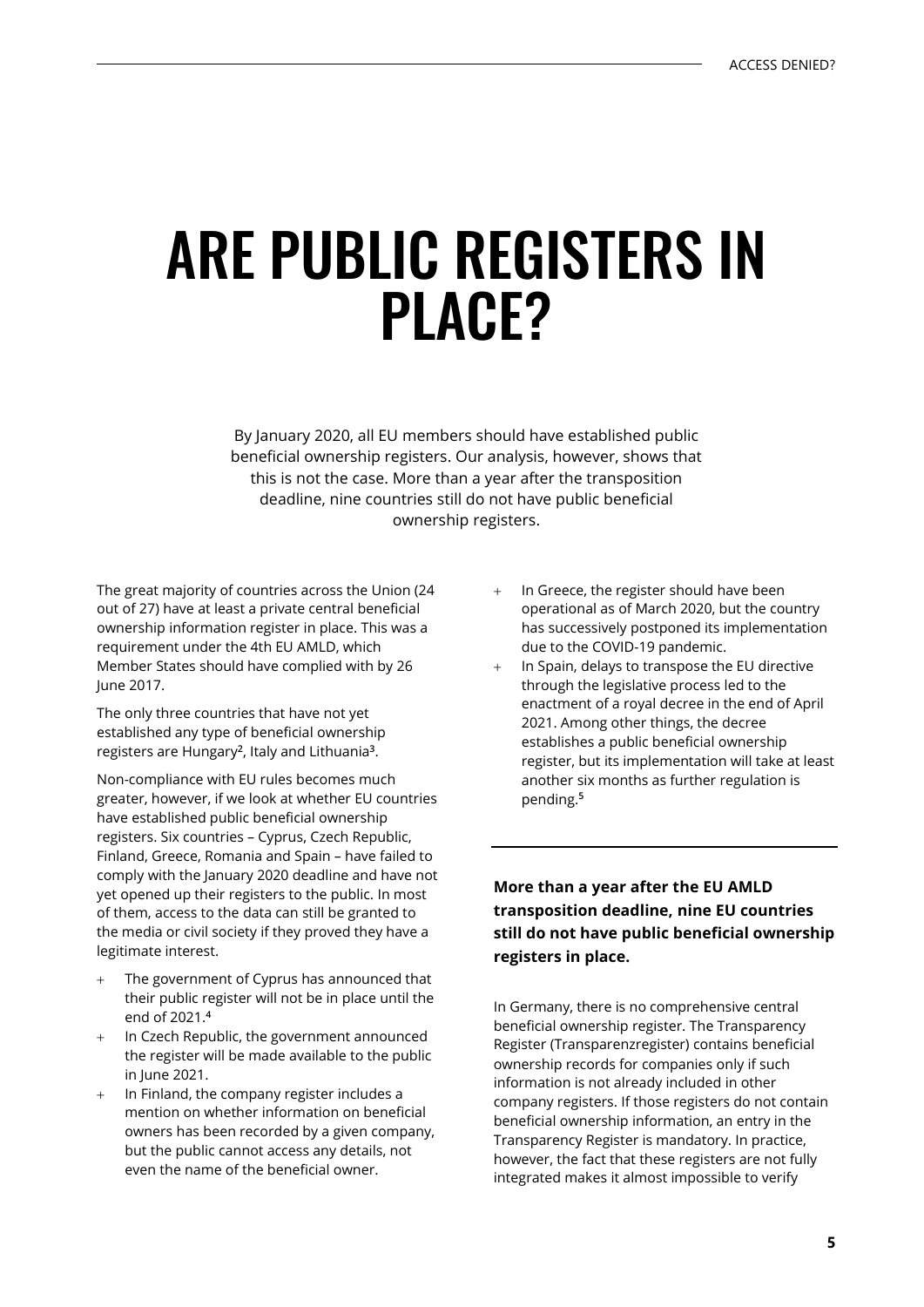# ARE PUBLIC REGISTERS IN PLACE?

By January 2020, all EU members should have established public beneficial ownership registers. Our analysis, however, shows that this is not the case. More than a year after the transposition deadline, nine countries still do not have public beneficial ownership registers.

The great majority of countries across the Union (24 out of 27) have at least a private central beneficial ownership information register in place. This was a requirement under the 4th EU AMLD, which Member States should have complied with by 26 June 2017.

The only three countries that have not yet established any type of beneficial ownership registers are Hungary[2], Italy and Lithuania[3].

Non-compliance with EU rules becomes much greater, however, if we look at whether EU countries have established public beneficial ownership registers. Six countries – Cyprus, Czech Republic, Finland, Greece, Romania and Spain – have failed to comply with the January 2020 deadline and have not yet opened up their registers to the public. In most of them, access to the data can still be granted to the media or civil society if they proved they have a legitimate interest.

- The government of Cyprus has announced that their public register will not be in place until the end of 2021.[4]
- In Czech Republic, the government announced the register will be made available to the public in June 2021.
- In Finland, the company register includes a mention on whether information on beneficial owners has been recorded by a given company, but the public cannot access any details, not even the name of the beneficial owner.
- In Greece, the register should have been operational as of March 2020, but the country has successively postponed its implementation due to the COVID-19 pandemic.
- In Spain, delays to transpose the EU directive through the legislative process led to the enactment of a royal decree in the end of April 2021. Among other things, the decree establishes a public beneficial ownership register, but its implementation will take at least another six months as further regulation is pending.[5]

**More than a year after the EU AMLD transposition deadline, nine EU countries still do not have public beneficial ownership registers in place.**

In Germany, there is no comprehensive central beneficial ownership register. The Transparency Register (Transparenzregister) contains beneficial ownership records for companies only if such information is not already included in other company registers. If those registers do not contain beneficial ownership information, an entry in the Transparency Register is mandatory. In practice, however, the fact that these registers are not fully integrated makes it almost impossible to verify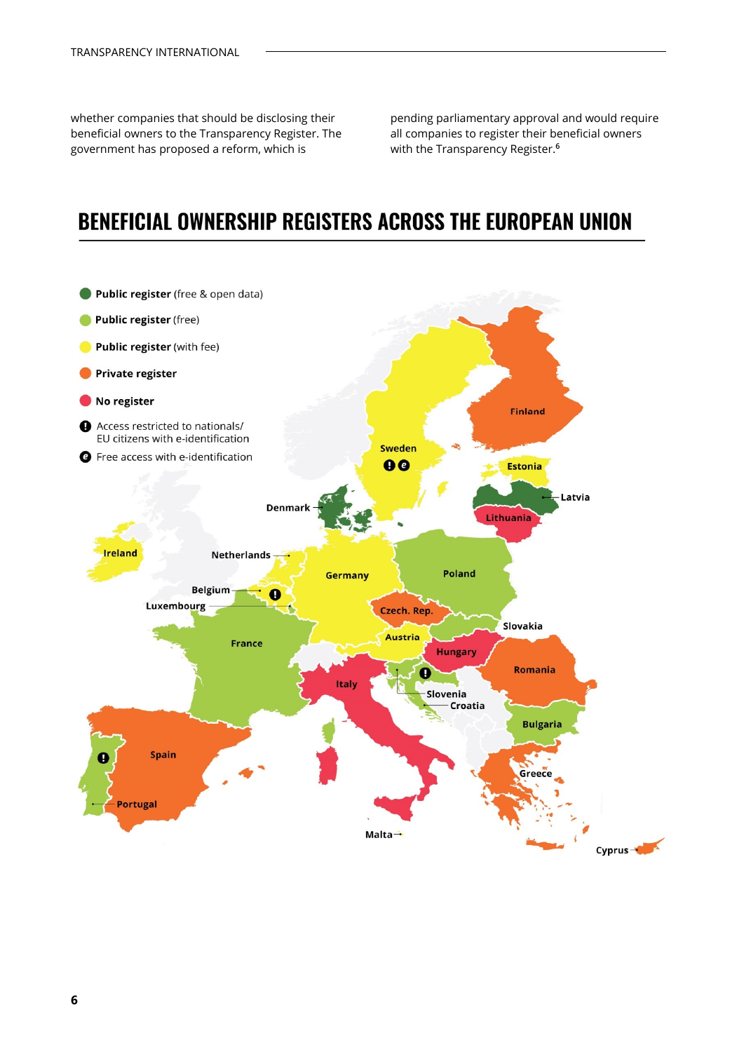whether companies that should be disclosing their beneficial owners to the Transparency Register. The government has proposed a reform, which is pending parliamentary approval and would require all companies to register their beneficial owners with the Transparency Register.[6]

## BENEFICIAL OWNERSHIP REGISTERS ACROSS THE EUROPEAN UNION

- **Public register** (free & open data)
- **Public register** (free)
- **Public register** (with fee)
- **Private register**
- **No register**
- Access restricted to nationals/ EU citizens with e-identification
- Free access with e-identification

Finland, Sweden, Estonia, Latvia, Lithuania, Denmark, Ireland, Netherlands, Germany, Poland, Belgium, Luxembourg, Czech. Rep., Slovakia, France, Austria, Hungary, Romania, Italy, Slovenia, Croatia, Bulgaria, Spain, Portugal, Greece, Malta, Cyprus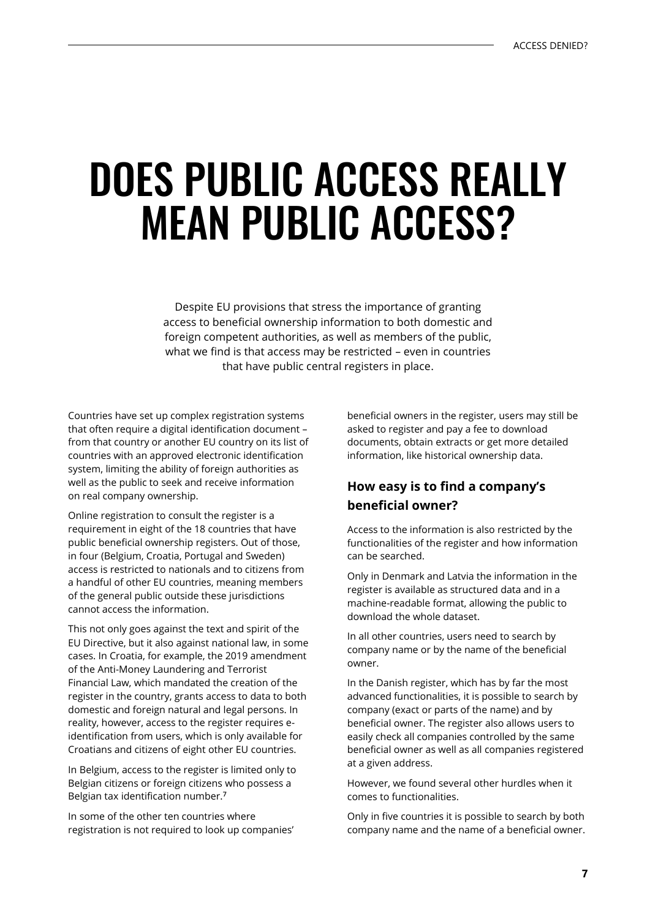# DOES PUBLIC ACCESS REALLY MEAN PUBLIC ACCESS?

Despite EU provisions that stress the importance of granting access to beneficial ownership information to both domestic and foreign competent authorities, as well as members of the public, what we find is that access may be restricted – even in countries that have public central registers in place.

Countries have set up complex registration systems that often require a digital identification document – from that country or another EU country on its list of countries with an approved electronic identification system, limiting the ability of foreign authorities as well as the public to seek and receive information on real company ownership.

Online registration to consult the register is a requirement in eight of the 18 countries that have public beneficial ownership registers. Out of those, in four (Belgium, Croatia, Portugal and Sweden) access is restricted to nationals and to citizens from a handful of other EU countries, meaning members of the general public outside these jurisdictions cannot access the information.

This not only goes against the text and spirit of the EU Directive, but it also against national law, in some cases. In Croatia, for example, the 2019 amendment of the Anti-Money Laundering and Terrorist Financial Law, which mandated the creation of the register in the country, grants access to data to both domestic and foreign natural and legal persons. In reality, however, access to the register requires e-identification from users, which is only available for Croatians and citizens of eight other EU countries.

In Belgium, access to the register is limited only to Belgian citizens or foreign citizens who possess a Belgian tax identification number.[7]

In some of the other ten countries where registration is not required to look up companies' beneficial owners in the register, users may still be asked to register and pay a fee to download documents, obtain extracts or get more detailed information, like historical ownership data.

### How easy is to find a company's beneficial owner?

Access to the information is also restricted by the functionalities of the register and how information can be searched.

Only in Denmark and Latvia the information in the register is available as structured data and in a machine-readable format, allowing the public to download the whole dataset.

In all other countries, users need to search by company name or by the name of the beneficial owner.

In the Danish register, which has by far the most advanced functionalities, it is possible to search by company (exact or parts of the name) and by beneficial owner. The register also allows users to easily check all companies controlled by the same beneficial owner as well as all companies registered at a given address.

However, we found several other hurdles when it comes to functionalities.

Only in five countries it is possible to search by both company name and the name of a beneficial owner.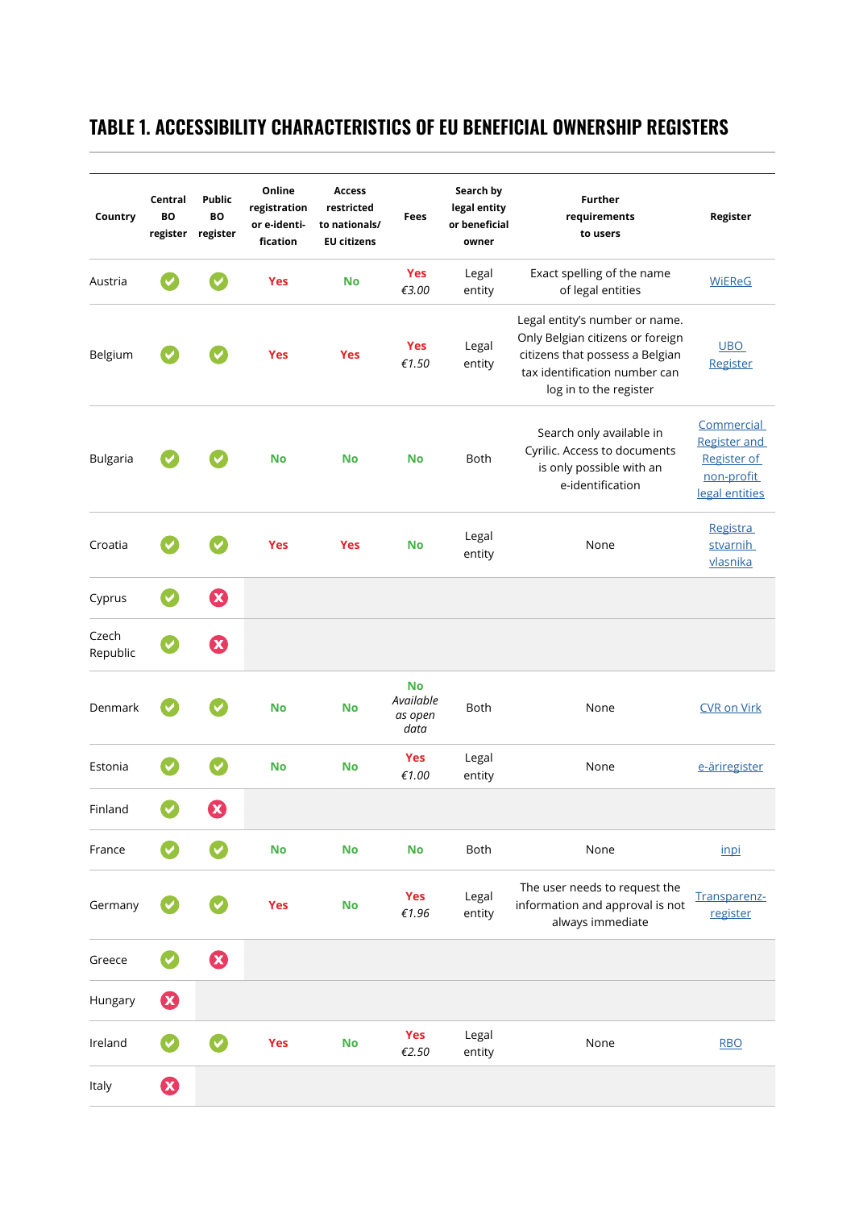## TABLE 1. ACCESSIBILITY CHARACTERISTICS OF EU BENEFICIAL OWNERSHIP REGISTERS

| Country | Central BO register | Public BO register | Online registration or e-identification | Access restricted to nationals/ EU citizens | Fees | Search by legal entity or beneficial owner | Further requirements to users | Register |
|---|---|---|---|---|---|---|---|---|
| Austria | ✔ | ✔ | Yes | No | Yes *€3.00* | Legal entity | Exact spelling of the name of legal entities | WiEReG |
| Belgium | ✔ | ✔ | Yes | Yes | Yes *€1.50* | Legal entity | Legal entity's number or name. Only Belgian citizens or foreign citizens that possess a Belgian tax identification number can log in to the register | UBO Register |
| Bulgaria | ✔ | ✔ | No | No | No | Both | Search only available in Cyrilic. Access to documents is only possible with an e-identification | Commercial Register and Register of non-profit legal entities |
| Croatia | ✔ | ✔ | Yes | Yes | No | Legal entity | None | Registra stvarnih vlasnika |
| Cyprus | ✔ | ✘ | | | | | | |
| Czech Republic | ✔ | ✘ | | | | | | |
| Denmark | ✔ | ✔ | No | No | No *Available as open data* | Both | None | CVR on Virk |
| Estonia | ✔ | ✔ | No | No | Yes *€1.00* | Legal entity | None | e-äriregister |
| Finland | ✔ | ✘ | | | | | | |
| France | ✔ | ✔ | No | No | No | Both | None | inpi |
| Germany | ✔ | ✔ | Yes | No | Yes *€1.96* | Legal entity | The user needs to request the information and approval is not always immediate | Transparenz-register |
| Greece | ✔ | ✘ | | | | | | |
| Hungary | ✘ | | | | | | | |
| Ireland | ✔ | ✔ | Yes | No | Yes *€2.50* | Legal entity | None | RBO |
| Italy | ✘ | | | | | | | |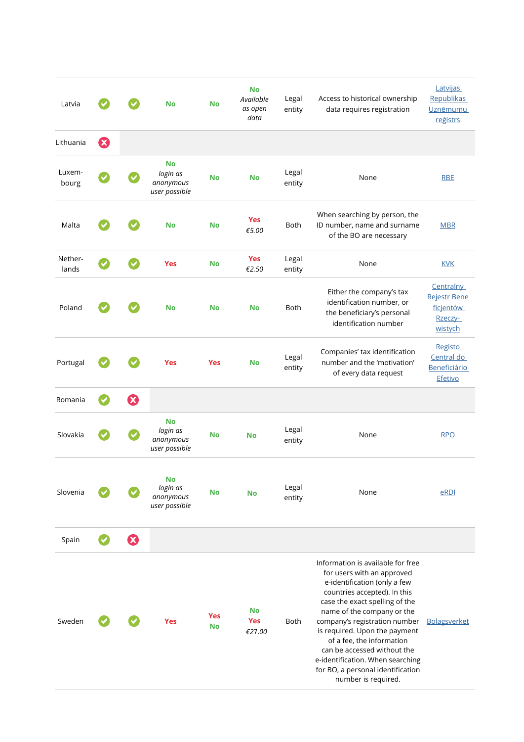| | | | | | | | | |
|---|---|---|---|---|---|---|---|---|
| Latvia | ✓ | ✓ | **No** | **No** | **No** *Available as open data* | Legal entity | Access to historical ownership data requires registration | Latvijas Republikas Uzņēmumu reģistrs |
| Lithuania | ✗ | | | | | | | |
| Luxem-bourg | ✓ | ✓ | **No** *login as anonymous user possible* | **No** | **No** | Legal entity | None | RBE |
| Malta | ✓ | ✓ | **No** | **No** | **Yes** *€5.00* | Both | When searching by person, the ID number, name and surname of the BO are necessary | MBR |
| Nether-lands | ✓ | ✓ | **Yes** | **No** | **Yes** *€2.50* | Legal entity | None | KVK |
| Poland | ✓ | ✓ | **No** | **No** | **No** | Both | Either the company's tax identification number, or the beneficiary's personal identification number | Centralny Rejestr Beneficjentów Rzeczywistych |
| Portugal | ✓ | ✓ | **Yes** | **Yes** | **No** | Legal entity | Companies' tax identification number and the 'motivation' of every data request | Registo Central do Beneficiário Efetivo |
| Romania | ✓ | ✗ | | | | | | |
| Slovakia | ✓ | ✓ | **No** *login as anonymous user possible* | **No** | **No** | Legal entity | None | RPO |
| Slovenia | ✓ | ✓ | **No** *login as anonymous user possible* | **No** | **No** | Legal entity | None | eRDI |
| Spain | ✓ | ✗ | | | | | | |
| Sweden | ✓ | ✓ | **Yes** | **Yes** **No** | **No** **Yes** *€27.00* | Both | Information is available for free for users with an approved e-identification (only a few countries accepted). In this case the exact spelling of the name of the company or the company's registration number is required. Upon the payment of a fee, the information can be accessed without the e-identification. When searching for BO, a personal identification number is required. | Bolagsverket |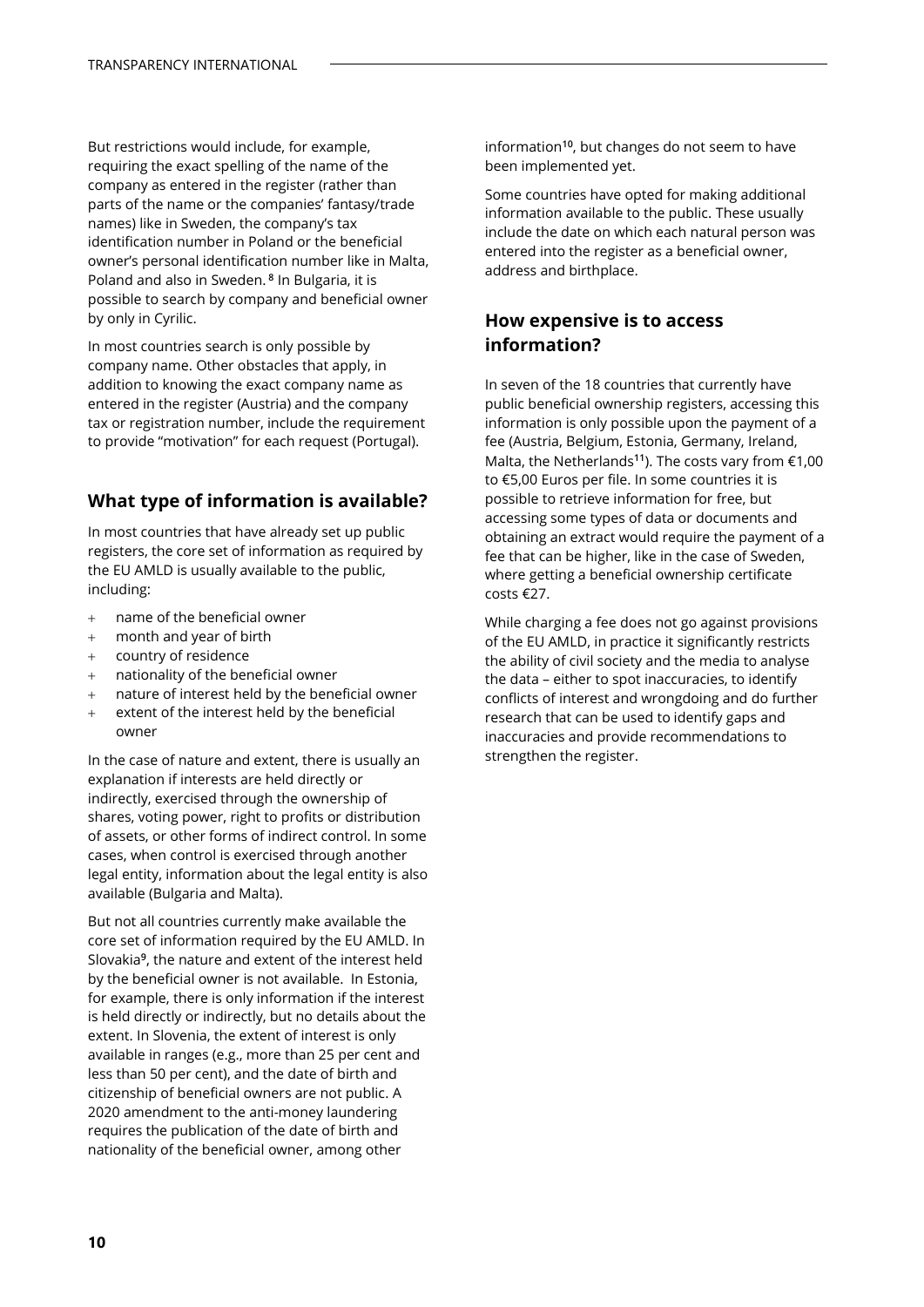But restrictions would include, for example, requiring the exact spelling of the name of the company as entered in the register (rather than parts of the name or the companies' fantasy/trade names) like in Sweden, the company's tax identification number in Poland or the beneficial owner's personal identification number like in Malta, Poland and also in Sweden. [8] In Bulgaria, it is possible to search by company and beneficial owner by only in Cyrilic.

In most countries search is only possible by company name. Other obstacles that apply, in addition to knowing the exact company name as entered in the register (Austria) and the company tax or registration number, include the requirement to provide "motivation" for each request (Portugal).

## What type of information is available?

In most countries that have already set up public registers, the core set of information as required by the EU AMLD is usually available to the public, including:

- name of the beneficial owner
- month and year of birth
- country of residence
- nationality of the beneficial owner
- nature of interest held by the beneficial owner
- extent of the interest held by the beneficial owner

In the case of nature and extent, there is usually an explanation if interests are held directly or indirectly, exercised through the ownership of shares, voting power, right to profits or distribution of assets, or other forms of indirect control. In some cases, when control is exercised through another legal entity, information about the legal entity is also available (Bulgaria and Malta).

But not all countries currently make available the core set of information required by the EU AMLD. In Slovakia[9], the nature and extent of the interest held by the beneficial owner is not available. In Estonia, for example, there is only information if the interest is held directly or indirectly, but no details about the extent. In Slovenia, the extent of interest is only available in ranges (e.g., more than 25 per cent and less than 50 per cent), and the date of birth and citizenship of beneficial owners are not public. A 2020 amendment to the anti-money laundering requires the publication of the date of birth and nationality of the beneficial owner, among other information[10], but changes do not seem to have been implemented yet.

Some countries have opted for making additional information available to the public. These usually include the date on which each natural person was entered into the register as a beneficial owner, address and birthplace.

## How expensive is to access information?

In seven of the 18 countries that currently have public beneficial ownership registers, accessing this information is only possible upon the payment of a fee (Austria, Belgium, Estonia, Germany, Ireland, Malta, the Netherlands[11]). The costs vary from €1,00 to €5,00 Euros per file. In some countries it is possible to retrieve information for free, but accessing some types of data or documents and obtaining an extract would require the payment of a fee that can be higher, like in the case of Sweden, where getting a beneficial ownership certificate costs €27.

While charging a fee does not go against provisions of the EU AMLD, in practice it significantly restricts the ability of civil society and the media to analyse the data – either to spot inaccuracies, to identify conflicts of interest and wrongdoing and do further research that can be used to identify gaps and inaccuracies and provide recommendations to strengthen the register.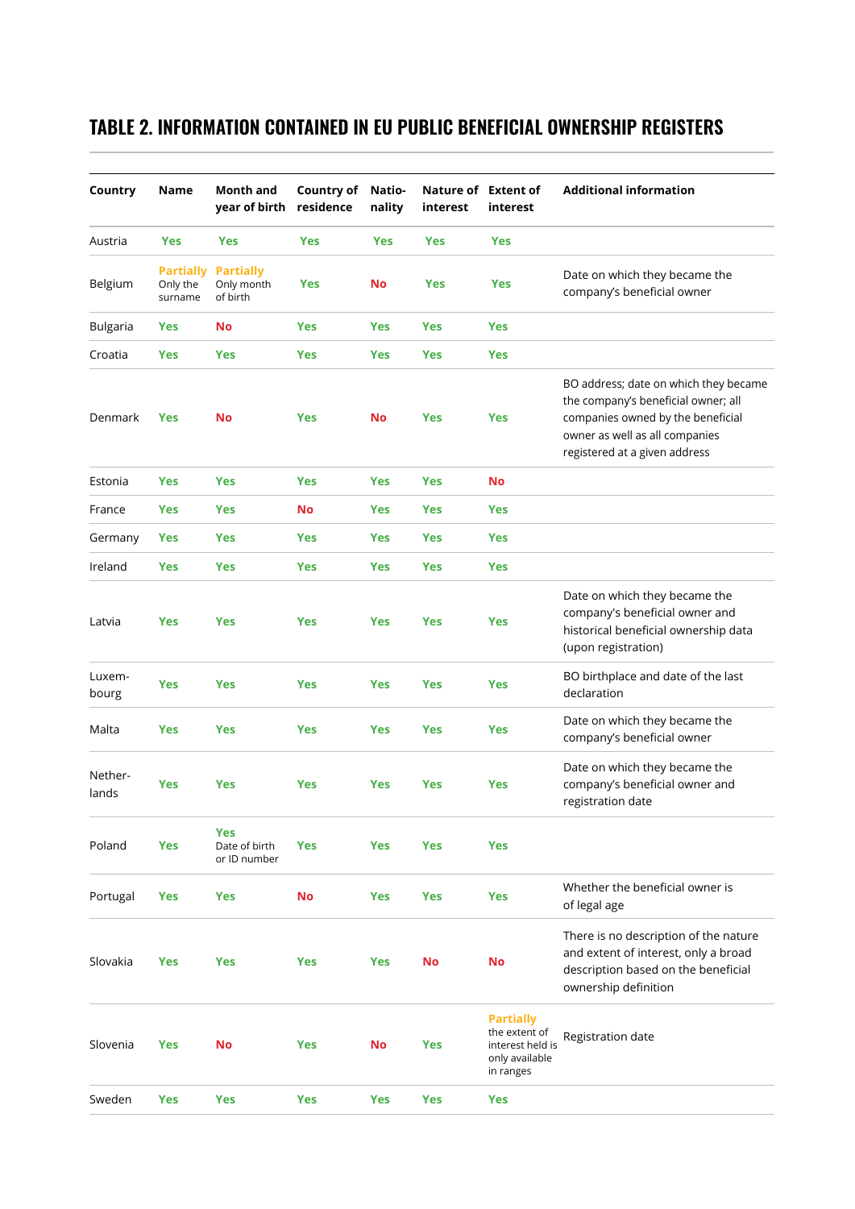## TABLE 2. INFORMATION CONTAINED IN EU PUBLIC BENEFICIAL OWNERSHIP REGISTERS

| Country | Name | Month and year of birth | Country of residence | Natio-nality | Nature of interest | Extent of interest | Additional information |
|---|---|---|---|---|---|---|---|
| Austria | Yes | Yes | Yes | Yes | Yes | Yes | |
| Belgium | Partially Only the surname | Partially Only month of birth | Yes | No | Yes | Yes | Date on which they became the company's beneficial owner |
| Bulgaria | Yes | No | Yes | Yes | Yes | Yes | |
| Croatia | Yes | Yes | Yes | Yes | Yes | Yes | |
| Denmark | Yes | No | Yes | No | Yes | Yes | BO address; date on which they became the company's beneficial owner; all companies owned by the beneficial owner as well as all companies registered at a given address |
| Estonia | Yes | Yes | Yes | Yes | Yes | No | |
| France | Yes | Yes | No | Yes | Yes | Yes | |
| Germany | Yes | Yes | Yes | Yes | Yes | Yes | |
| Ireland | Yes | Yes | Yes | Yes | Yes | Yes | |
| Latvia | Yes | Yes | Yes | Yes | Yes | Yes | Date on which they became the company's beneficial owner and historical beneficial ownership data (upon registration) |
| Luxem-bourg | Yes | Yes | Yes | Yes | Yes | Yes | BO birthplace and date of the last declaration |
| Malta | Yes | Yes | Yes | Yes | Yes | Yes | Date on which they became the company's beneficial owner |
| Nether-lands | Yes | Yes | Yes | Yes | Yes | Yes | Date on which they became the company's beneficial owner and registration date |
| Poland | Yes | Yes Date of birth or ID number | Yes | Yes | Yes | Yes | |
| Portugal | Yes | Yes | No | Yes | Yes | Yes | Whether the beneficial owner is of legal age |
| Slovakia | Yes | Yes | Yes | Yes | No | No | There is no description of the nature and extent of interest, only a broad description based on the beneficial ownership definition |
| Slovenia | Yes | No | Yes | No | Yes | Partially the extent of interest held is only available in ranges | Registration date |
| Sweden | Yes | Yes | Yes | Yes | Yes | Yes | |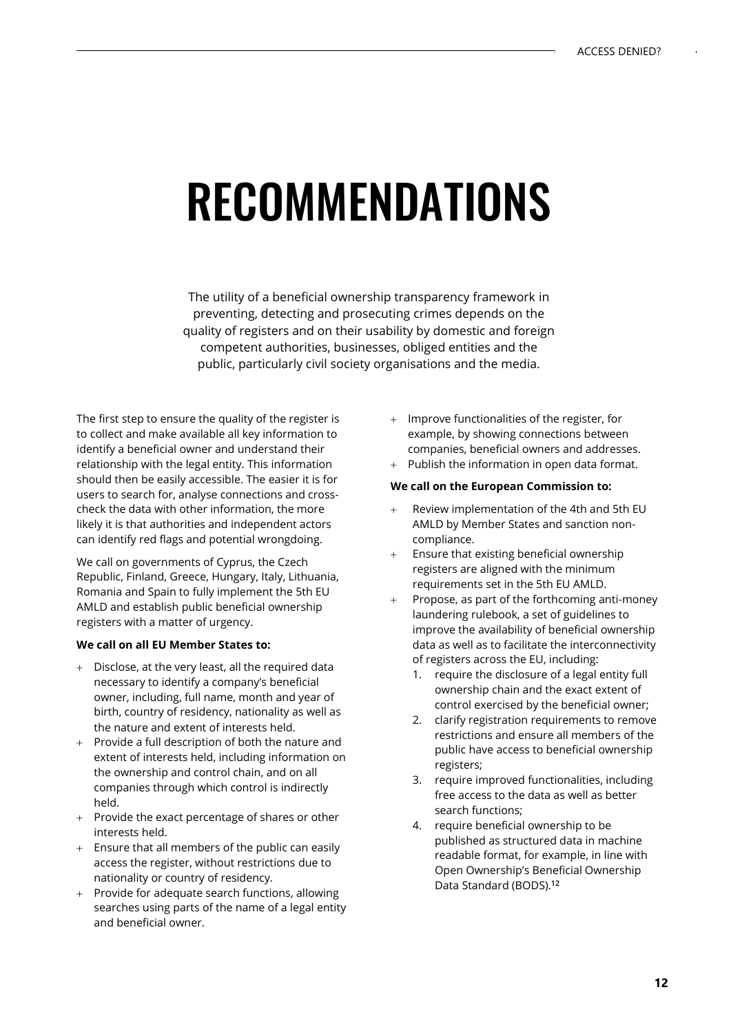# RECOMMENDATIONS

The utility of a beneficial ownership transparency framework in preventing, detecting and prosecuting crimes depends on the quality of registers and on their usability by domestic and foreign competent authorities, businesses, obliged entities and the public, particularly civil society organisations and the media.

The first step to ensure the quality of the register is to collect and make available all key information to identify a beneficial owner and understand their relationship with the legal entity. This information should then be easily accessible. The easier it is for users to search for, analyse connections and cross-check the data with other information, the more likely it is that authorities and independent actors can identify red flags and potential wrongdoing.

We call on governments of Cyprus, the Czech Republic, Finland, Greece, Hungary, Italy, Lithuania, Romania and Spain to fully implement the 5th EU AMLD and establish public beneficial ownership registers with a matter of urgency.

**We call on all EU Member States to:**

- Disclose, at the very least, all the required data necessary to identify a company's beneficial owner, including, full name, month and year of birth, country of residency, nationality as well as the nature and extent of interests held.
- Provide a full description of both the nature and extent of interests held, including information on the ownership and control chain, and on all companies through which control is indirectly held.
- Provide the exact percentage of shares or other interests held.
- Ensure that all members of the public can easily access the register, without restrictions due to nationality or country of residency.
- Provide for adequate search functions, allowing searches using parts of the name of a legal entity and beneficial owner.
- Improve functionalities of the register, for example, by showing connections between companies, beneficial owners and addresses.
- Publish the information in open data format.

**We call on the European Commission to:**

- Review implementation of the 4th and 5th EU AMLD by Member States and sanction non-compliance.
- Ensure that existing beneficial ownership registers are aligned with the minimum requirements set in the 5th EU AMLD.
- Propose, as part of the forthcoming anti-money laundering rulebook, a set of guidelines to improve the availability of beneficial ownership data as well as to facilitate the interconnectivity of registers across the EU, including:
  1. require the disclosure of a legal entity full ownership chain and the exact extent of control exercised by the beneficial owner;
  2. clarify registration requirements to remove restrictions and ensure all members of the public have access to beneficial ownership registers;
  3. require improved functionalities, including free access to the data as well as better search functions;
  4. require beneficial ownership to be published as structured data in machine readable format, for example, in line with Open Ownership's Beneficial Ownership Data Standard (BODS).[12]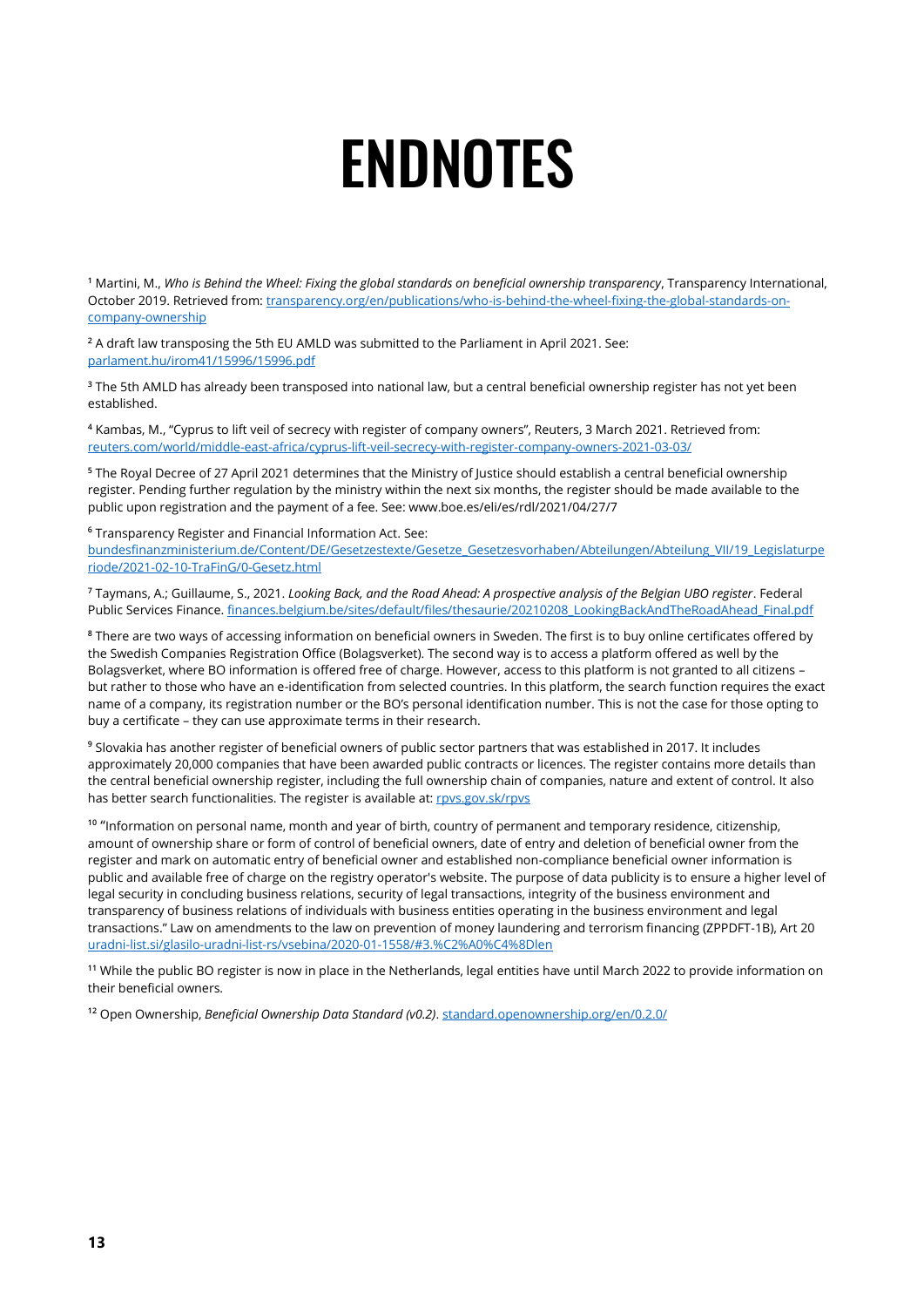# ENDNOTES

[1] Martini, M., *Who is Behind the Wheel: Fixing the global standards on beneficial ownership transparency*, Transparency International, October 2019. Retrieved from: transparency.org/en/publications/who-is-behind-the-wheel-fixing-the-global-standards-on-company-ownership

[2] A draft law transposing the 5th EU AMLD was submitted to the Parliament in April 2021. See: parlament.hu/irom41/15996/15996.pdf

[3] The 5th AMLD has already been transposed into national law, but a central beneficial ownership register has not yet been established.

[4] Kambas, M., "Cyprus to lift veil of secrecy with register of company owners", Reuters, 3 March 2021. Retrieved from: reuters.com/world/middle-east-africa/cyprus-lift-veil-secrecy-with-register-company-owners-2021-03-03/

[5] The Royal Decree of 27 April 2021 determines that the Ministry of Justice should establish a central beneficial ownership register. Pending further regulation by the ministry within the next six months, the register should be made available to the public upon registration and the payment of a fee. See: www.boe.es/eli/es/rdl/2021/04/27/7

[6] Transparency Register and Financial Information Act. See: bundesfinanzministerium.de/Content/DE/Gesetzestexte/Gesetze_Gesetzesvorhaben/Abteilungen/Abteilung_VII/19_Legislaturperiode/2021-02-10-TraFinG/0-Gesetz.html

[7] Taymans, A.; Guillaume, S., 2021. *Looking Back, and the Road Ahead: A prospective analysis of the Belgian UBO register*. Federal Public Services Finance. finances.belgium.be/sites/default/files/thesaurie/20210208_LookingBackAndTheRoadAhead_Final.pdf

[8] There are two ways of accessing information on beneficial owners in Sweden. The first is to buy online certificates offered by the Swedish Companies Registration Office (Bolagsverket). The second way is to access a platform offered as well by the Bolagsverket, where BO information is offered free of charge. However, access to this platform is not granted to all citizens – but rather to those who have an e-identification from selected countries. In this platform, the search function requires the exact name of a company, its registration number or the BO's personal identification number. This is not the case for those opting to buy a certificate – they can use approximate terms in their research.

[9] Slovakia has another register of beneficial owners of public sector partners that was established in 2017. It includes approximately 20,000 companies that have been awarded public contracts or licences. The register contains more details than the central beneficial ownership register, including the full ownership chain of companies, nature and extent of control. It also has better search functionalities. The register is available at: rpvs.gov.sk/rpvs

[10] "Information on personal name, month and year of birth, country of permanent and temporary residence, citizenship, amount of ownership share or form of control of beneficial owners, date of entry and deletion of beneficial owner from the register and mark on automatic entry of beneficial owner and established non-compliance beneficial owner information is public and available free of charge on the registry operator's website. The purpose of data publicity is to ensure a higher level of legal security in concluding business relations, security of legal transactions, integrity of the business environment and transparency of business relations of individuals with business entities operating in the business environment and legal transactions." Law on amendments to the law on prevention of money laundering and terrorism financing (ZPPDFT-1B), Art 20 uradni-list.si/glasilo-uradni-list-rs/vsebina/2020-01-1558/#3.%C2%A0%C4%8Dlen

[11] While the public BO register is now in place in the Netherlands, legal entities have until March 2022 to provide information on their beneficial owners.

[12] Open Ownership, *Beneficial Ownership Data Standard (v0.2)*. standard.openownership.org/en/0.2.0/